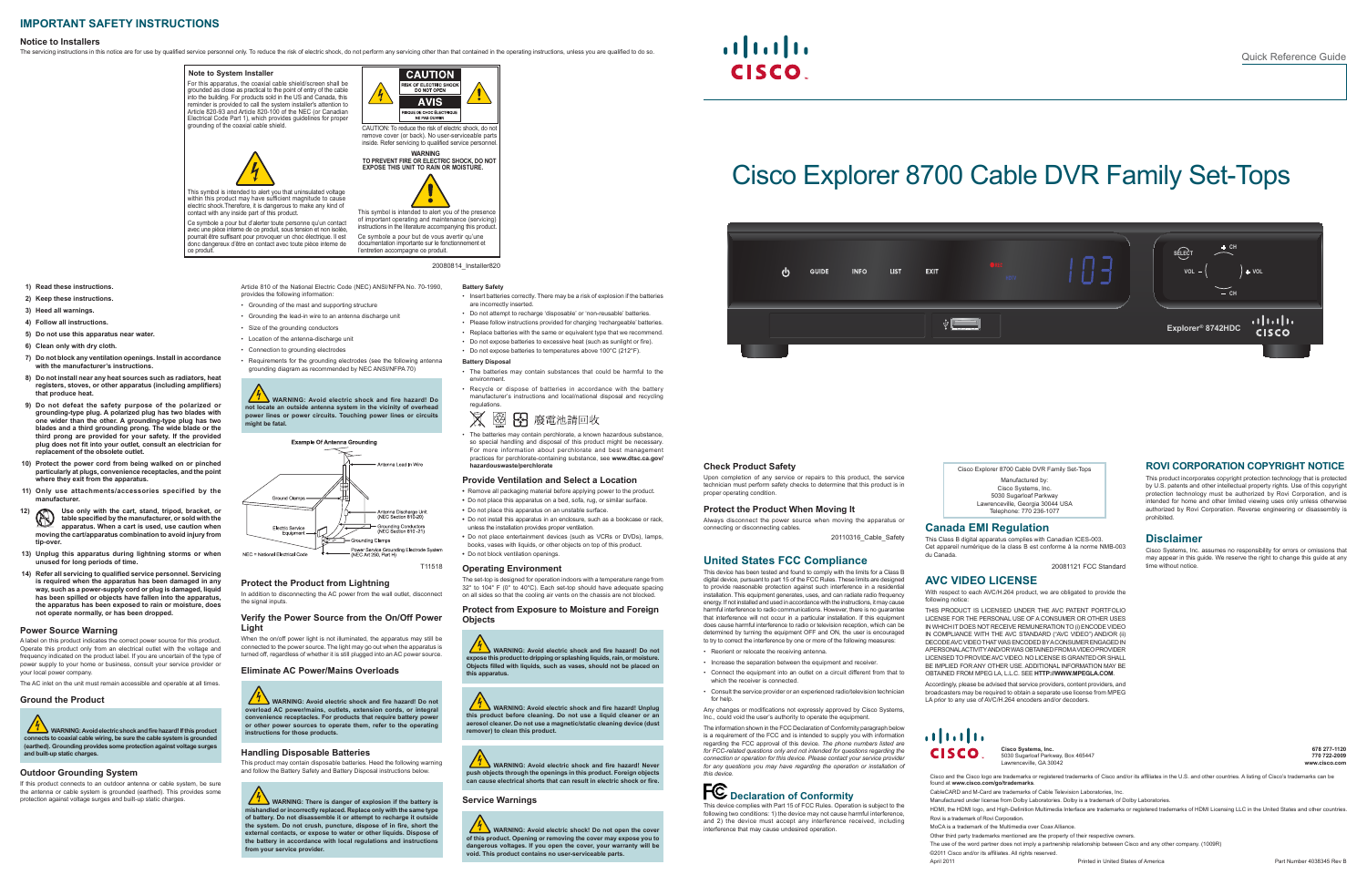## IMPORTANT SAFETY INSTRUCTIONS

### Notice to Installers

The servicing instructions in this notice are for use by qualified service personnel only. To reduce the risk of electric shock, do not perform any servicing other than that contained in the operating instructions, unless you are qualified to do so.

**Note to System Installer**

For this apparatus, the coaxial cable shield/screen shall be grounded as close as practical to the point of entry of the cable into the building. For products sold in the US and Canada, this reminder is provided to call the system installer's attention to Article 820-93 and Article 820-100 of the NEC (or Canadian Electrical Code Part 1), which provides guidelines for proper grounding of the coaxial cable shield.

**CAUTION**
RISK OF ELECTRIC SHOCK DO NOT OPEN
**AVIS**
RISQUE DE CHOC ÉLECTRIQUE NE PAS OUVRIR

CAUTION: To reduce the risk of electric shock, do not remove cover (or back). No user-serviceable parts inside. Refer servicing to qualified service personnel.

**WARNING**
**TO PREVENT FIRE OR ELECTRIC SHOCK, DO NOT EXPOSE THIS UNIT TO RAIN OR MOISTURE.**

This symbol is intended to alert you that uninsulated voltage within this product may have sufficient magnitude to cause electric shock. Therefore, it is dangerous to make any kind of contact with any inside part of this product.

Ce symbole a pour but d'alerter toute personne qu'un contact avec une pièce interne de ce produit, sous tension et non isolée, pourrait être suffisant pour provoquer un choc électrique. Il est donc dangereux d'être en contact avec toute pièce interne de ce produit.

This symbol is intended to alert you of the presence of important operating and maintenance (servicing) instructions in the literature accompanying this product.

Ce symbole a pour but de vous avertir qu'une documentation importante sur le fonctionnement et l'entretien accompagne ce produit.

20080814_Installer820

1) **Read these instructions.**
2) **Keep these instructions.**
3) **Heed all warnings.**
4) **Follow all instructions.**
5) **Do not use this apparatus near water.**
6) **Clean only with dry cloth.**
7) **Do not block any ventilation openings. Install in accordance with the manufacturer's instructions.**
8) **Do not install near any heat sources such as radiators, heat registers, stoves, or other apparatus (including amplifiers) that produce heat.**
9) **Do not defeat the safety purpose of the polarized or grounding-type plug. A polarized plug has two blades with one wider than the other. A grounding-type plug has two blades and a third grounding prong. The wide blade or the third prong are provided for your safety. If the provided plug does not fit into your outlet, consult an electrician for replacement of the obsolete outlet.**
10) **Protect the power cord from being walked on or pinched particularly at plugs, convenience receptacles, and the point where they exit from the apparatus.**
11) **Only use attachments/accessories specified by the manufacturer.**
12) **Use only with the cart, stand, tripod, bracket, or table specified by the manufacturer, or sold with the apparatus. When a cart is used, use caution when moving the cart/apparatus combination to avoid injury from tip-over.**
13) **Unplug this apparatus during lightning storms or when unused for long periods of time.**
14) **Refer all servicing to qualified service personnel. Servicing is required when the apparatus has been damaged in any way, such as a power-supply cord or plug is damaged, liquid has been spilled or objects have fallen into the apparatus, the apparatus has been exposed to rain or moisture, does not operate normally, or has been dropped.**

### Power Source Warning

A label on this product indicates the correct power source for this product. Operate this product only from an electrical outlet with the voltage and frequency indicated on the product label. If you are uncertain of the type of power supply to your home or business, consult your service provider or your local power company.

The AC inlet on the unit must remain accessible and operable at all times.

### Ground the Product

**WARNING: Avoid electric shock and fire hazard! If this product connects to coaxial cable wiring, be sure the cable system is grounded (earthed). Grounding provides some protection against voltage surges and built-up static charges.**

### Outdoor Grounding System

If this product connects to an outdoor antenna or cable system, be sure the antenna or cable system is grounded (earthed). This provides some protection against voltage surges and built-up static charges.

Article 810 of the National Electric Code (NEC) ANSI/NFPA No. 70-1990, provides the following information:

- Grounding of the mast and supporting structure
- Grounding the lead-in wire to an antenna discharge unit
- Size of the grounding conductors
- Location of the antenna-discharge unit
- Connection to grounding electrodes
- Requirements for the grounding electrodes (see the following antenna grounding diagram as recommended by NEC ANSI/NFPA 70)

**WARNING: Avoid electric shock and fire hazard! Do not locate an outside antenna system in the vicinity of overhead power lines or power circuits. Touching power lines or circuits might be fatal.**

**Example Of Antenna Grounding**

Antenna Lead In Wire
Ground Clamps
Antenna Discharge Unit (NEC Section 810-20)
Electric Service Equipment
Grounding Conductors (NEC Section 810-21)
Grounding Clamps
Power Service Grounding Electrode System (NEC Art 250, Part H)
NEC = National Electrical Code

T11518

### Protect the Product from Lightning

In addition to disconnecting the AC power from the wall outlet, disconnect the signal inputs.

### Verify the Power Source from the On/Off Power Light

When the on/off power light is not illuminated, the apparatus may still be connected to the power source. The light may go out when the apparatus is turned off, regardless of whether it is still plugged into an AC power source.

### Eliminate AC Power/Mains Overloads

**WARNING: Avoid electric shock and fire hazard! Do not overload AC power/mains, outlets, extension cords, or integral convenience receptacles. For products that require battery power or other power sources to operate them, refer to the operating instructions for those products.**

### Handling Disposable Batteries

This product may contain disposable batteries. Heed the following warning and follow the Battery Safety and Battery Disposal instructions below.

**WARNING: There is danger of explosion if the battery is mishandled or incorrectly replaced. Replace only with the same type of battery. Do not disassemble it or attempt to recharge it outside the system. Do not crush, puncture, dispose of in fire, short the external contacts, or expose to water or other liquids. Dispose of the battery in accordance with local regulations and instructions from your service provider.**

**Battery Safety**

- Insert batteries correctly. There may be a risk of explosion if the batteries are incorrectly inserted.
- Do not attempt to recharge 'disposable' or 'non-reusable' batteries.
- Please follow instructions provided for charging 'rechargeable' batteries.
- Replace batteries with the same or equivalent type that we recommend.
- Do not expose batteries to excessive heat (such as sunlight or fire).
- Do not expose batteries to temperatures above 100°C (212°F).

**Battery Disposal**

- The batteries may contain substances that could be harmful to the environment.
- Recycle or dispose of batteries in accordance with the battery manufacturer's instructions and local/national disposal and recycling regulations.

廢電池請回收

- The batteries may contain perchlorate, a known hazardous substance, so special handling and disposal of this product might be necessary. For more information about perchlorate and best management practices for perchlorate-containing substance, see **www.dtsc.ca.gov/hazardouswaste/perchlorate**

### Provide Ventilation and Select a Location

- Remove all packaging material before applying power to the product.
- Do not place this apparatus on a bed, sofa, rug, or similar surface.
- Do not place this apparatus on an unstable surface.
- Do not install this apparatus in an enclosure, such as a bookcase or rack, unless the installation provides proper ventilation.
- Do not place entertainment devices (such as VCRs or DVDs), lamps, books, vases with liquids, or other objects on top of this product.
- Do not block ventilation openings.

### Operating Environment

The set-top is designed for operation indoors with a temperature range from 32° to 104° F (0° to 40°C). Each set-top should have adequate spacing on all sides so that the cooling air vents on the chassis are not blocked.

### Protect from Exposure to Moisture and Foreign Objects

**WARNING: Avoid electric shock and fire hazard! Do not expose this product to dripping or splashing liquids, rain, or moisture. Objects filled with liquids, such as vases, should not be placed on this apparatus.**

**WARNING: Avoid electric shock and fire hazard! Unplug this product before cleaning. Do not use a liquid cleaner or an aerosol cleaner. Do not use a magnetic/static cleaning device (dust remover) to clean this product.**

**WARNING: Avoid electric shock and fire hazard! Never push objects through the openings in this product. Foreign objects can cause electrical shorts that can result in electric shock or fire.**

### Service Warnings

**WARNING: Avoid electric shock! Do not open the cover of this product. Opening or removing the cover may expose you to dangerous voltages. If you open the cover, your warranty will be void. This product contains no user-serviceable parts.**

### Check Product Safety

Upon completion of any service or repairs to this product, the service technician must perform safety checks to determine that this product is in proper operating condition.

### Protect the Product When Moving It

Always disconnect the power source when moving the apparatus or connecting or disconnecting cables.

20110316_Cable_Safety

## United States FCC Compliance

This device has been tested and found to comply with the limits for a Class B digital device, pursuant to part 15 of the FCC Rules. These limits are designed to provide reasonable protection against such interference in a residential installation. This equipment generates, uses, and can radiate radio frequency energy. If not installed and used in accordance with the instructions, it may cause harmful interference to radio communications. However, there is no guarantee that interference will not occur in a particular installation. If this equipment does cause harmful interference to radio or television reception, which can be determined by turning the equipment OFF and ON, the user is encouraged to try to correct the interference by one or more of the following measures:

- Reorient or relocate the receiving antenna.
- Increase the separation between the equipment and receiver.
- Connect the equipment into an outlet on a circuit different from that to which the receiver is connected.
- Consult the service provider or an experienced radio/television technician for help.

Any changes or modifications not expressly approved by Cisco Systems, Inc., could void the user's authority to operate the equipment.

The information shown in the FCC Declaration of Conformity paragraph below is a requirement of the FCC and is intended to supply you with information regarding the FCC approval of this device. *The phone numbers listed are for FCC-related questions only and not intended for questions regarding the connection or operation for this device. Please contact your service provider for any questions you may have regarding the operation or installation of this device.*

### Declaration of Conformity

This device complies with Part 15 of FCC Rules. Operation is subject to the following two conditions: 1) the device may not cause harmful interference, and 2) the device must accept any interference received, including interference that may cause undesired operation.

Cisco Explorer 8700 Cable DVR Family Set-Tops
Manufactured by:
Cisco Systems, Inc.
5030 Sugarloaf Parkway
Lawrenceville, Georgia 30044 USA
Telephone: 770 236-1077

## Canada EMI Regulation

This Class B digital apparatus complies with Canadian ICES-003.
Cet appareil numérique de la class B est conforme à la norme NMB-003 du Canada.

20081121 FCC Standard

## AVC VIDEO LICENSE

With respect to each AVC/H.264 product, we are obligated to provide the following notice:

THIS PRODUCT IS LICENSED UNDER THE AVC PATENT PORTFOLIO LICENSE FOR THE PERSONAL USE OF A CONSUMER OR OTHER USES IN WHICH IT DOES NOT RECEIVE REMUNERATION TO (i) ENCODE VIDEO IN COMPLIANCE WITH THE AVC STANDARD ("AVC VIDEO") AND/OR (ii) DECODE AVC VIDEO THAT WAS ENCODED BY A CONSUMER ENGAGED IN A PERSONAL ACTIVITY AND/OR WAS OBTAINED FROM A VIDEO PROVIDER LICENSED TO PROVIDE AVC VIDEO. NO LICENSE IS GRANTED OR SHALL BE IMPLIED FOR ANY OTHER USE. ADDITIONAL INFORMATION MAY BE OBTAINED FROM MPEG LA, L.L.C. SEE **HTTP://WWW.MPEGLA.COM**.

Accordingly, please be advised that service providers, content providers, and broadcasters may be required to obtain a separate use license from MPEG LA prior to any use of AVC/H.264 encoders and/or decoders.

Quick Reference Guide

# Cisco Explorer 8700 Cable DVR Family Set-Tops

## ROVI CORPORATION COPYRIGHT NOTICE

This product incorporates copyright protection technology that is protected by U.S. patents and other intellectual property rights. Use of this copyright protection technology must be authorized by Rovi Corporation, and is intended for home and other limited viewing uses only unless otherwise authorized by Rovi Corporation. Reverse engineering or disassembly is prohibited.

## Disclaimer

Cisco Systems, Inc. assumes no responsibility for errors or omissions that may appear in this guide. We reserve the right to change this guide at any time without notice.

**Cisco Systems, Inc.**
5030 Sugarloaf Parkway, Box 465447
Lawrenceville, GA 30042

**678 277-1120**
**770 722-2009**
**www.cisco.com**

Cisco and the Cisco logo are trademarks or registered trademarks of Cisco and/or its affiliates in the U.S. and other countries. A listing of Cisco's trademarks can be found at **www.cisco.com/go/trademarks**.

CableCARD and M-Card are trademarks of Cable Television Laboratories, Inc.

Manufactured under license from Dolby Laboratories. Dolby is a trademark of Dolby Laboratories.

HDMI, the HDMI logo, and High-Definition Multimedia Interface are trademarks or registered trademarks of HDMI Licensing LLC in the United States and other countries.

Rovi is a trademark of Rovi Corporation.

MoCA is a trademark of the Multimedia over Coax Alliance.

Other third party trademarks mentioned are the property of their respective owners.

The use of the word partner does not imply a partnership relationship between Cisco and any other company. (1009R)

©2011 Cisco and/or its affiliates. All rights reserved.

April 2011 Printed in United States of America Part Number 4038345 Rev B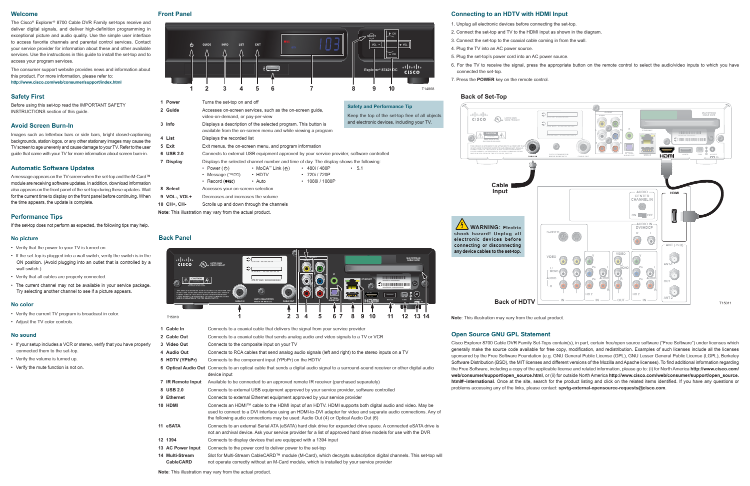## Welcome

The Cisco® Explorer® 8700 Cable DVR Family set-tops receive and deliver digital signals, and deliver high-definition programming in exceptional picture and audio quality. Use the simple user interface to access favorite channels and parental control services. Contact your service provider for information about these and other available services. Use the instructions in this guide to install the set-top and to access your programming services.

The consumer support website provides news and information about this product. For more information, please refer to: **http://www.cisco.com/web/consumer/support/index.html**

## Safety First

Before using this set-top read the IMPORTANT SAFETY INSTRUCTIONS section of this guide.

## Avoid Screen Burn-In

Images such as letterbox bars or side bars, bright closed-captioning backgrounds, station logos, or any other stationary images may cause the TV screen to age unevenly and cause damage to your TV. Refer to the user guide that came with your TV for more information about screen burn-in.

## Automatic Software Updates

A message appears on the TV screen when the set-top and the M-Card™ module are receiving software updates. In addition, download information also appears on the front panel of the set-top during these updates. Wait for the current time to display on the front panel before continuing. When the time appears, the update is complete.

## Performance Tips

If the set-top does not perform as expected, the following tips may help.

### No picture

- Verify that the power to your TV is turned on.
- If the set-top is plugged into a wall switch, verify the switch is in the ON position. (Avoid plugging into an outlet that is controlled by a wall switch.)
- Verify that all cables are properly connected.
- The current channel may not be available in your service package. Try selecting another channel to see if a picture appears.

### No color

- Verify the current TV program is broadcast in color.
- Adjust the TV color controls.

### No sound

- If your setup includes a VCR or stereo, verify that you have properly connected them to the set-top.
- Verify the volume is turned up.
- Verify the mute function is not on.

## Front Panel

1 2 3 4 5 6 7 8 9 10

T14868

| | | |
|---|---|---|
| 1 | **Power** | Turns the set-top on and off |
| 2 | **Guide** | Accesses on-screen services, such as the on-screen guide, video-on-demand, or pay-per-view |
| 3 | **Info** | Displays a description of the selected program. This button is available from the on-screen menu and while viewing a program |
| 4 | **List** | Displays the recorded list |
| 5 | **Exit** | Exit menus, the on-screen menu, and program information |
| 6 | **USB 2.0** | Connects to external USB equipment approved by your service provider, software controlled |
| 7 | **Display** | Displays the selected channel number and time of day. The display shows the following: • Power (⏻) • Message (✉) • Record (●REC) • MoCA™ Link • HDTV • Auto • 480i / 480P • 720i / 720P • 1080i / 1080P • 5.1 |
| 8 | **Select** | Accesses your on-screen selection |
| 9 | **VOL-, VOL+** | Decreases and increases the volume |
| 10 | **CH+, CH-** | Scrolls up and down through the channels |

**Safety and Performance Tip**

Keep the top of the set-top free of all objects and electronic devices, including your TV.

**Note**: This illustration may vary from the actual product.

## Back Panel

T15010

1 2 3 4 5 6 7 8 9 10 11 12 13 14

| | | |
|---|---|---|
| 1 | **Cable In** | Connects to a coaxial cable that delivers the signal from your service provider |
| 2 | **Cable Out** | Connects to a coaxial cable that sends analog audio and video signals to a TV or VCR |
| 3 | **Video Out** | Connects to the composite input on your TV |
| 4 | **Audio Out** | Connects to RCA cables that send analog audio signals (left and right) to the stereo inputs on a TV |
| 5 | **HDTV (YPbPr)** | Connects to the component input (YPbPr) on the HDTV |
| 6 | **Optical Audio Out** | Connects to an optical cable that sends a digital audio signal to a surround-sound receiver or other digital audio device input |
| 7 | **IR Remote Input** | Available to be connected to an approved remote IR receiver (purchased separately) |
| 8 | **USB 2.0** | Connects to external USB equipment approved by your service provider, software controlled |
| 9 | **Ethernet** | Connects to external Ethernet equipment approved by your service provider |
| 10 | **HDMI** | Connects an HDMI™ cable to the HDMI input of an HDTV. HDMI supports both digital audio and video. May be used to connect to a DVI interface using an HDMI-to-DVI adapter for video and separate audio connections. Any of the following audio connections may be used: Audio Out (4) or Optical Audio Out (6) |
| 11 | **eSATA** | Connects to an external Serial ATA (eSATA) hard disk drive for expanded drive space. A connected eSATA drive is not an archival device. Ask your service provider for a list of approved hard drive models for use with the DVR |
| 12 | **1394** | Connects to display devices that are equipped with a 1394 input |
| 13 | **AC Power Input** | Connects to the power cord to deliver power to the set-top |
| 14 | **Multi-Stream CableCARD** | Slot for Multi-Stream CableCARD™ module (M-Card), which decrypts subscription digital channels. This set-top will not operate correctly without an M-Card module, which is installed by your service provider |

**Note**: This illustration may vary from the actual product.

## Connecting to an HDTV with HDMI Input

1. Unplug all electronic devices before connecting the set-top.
2. Connect the set-top and TV to the HDMI input as shown in the diagram.
3. Connect the set-top to the coaxial cable coming in from the wall.
4. Plug the TV into an AC power source.
5. Plug the set-top's power cord into an AC power source.
6. For the TV to receive the signal, press the appropriate button on the remote control to select the audio/video inputs to which you have connected the set-top.
7. Press the **POWER** key on the remote control.

### Back of Set-Top

Cable Input

**WARNING: Electric shock hazard! Unplug all electronic devices before connecting or disconnecting any device cables to the set-top.**

Back of HDTV

T15011

**Note**: This illustration may vary from the actual product.

## Open Source GNU GPL Statement

Cisco Explorer 8700 Cable DVR Family Set-Tops contain(s), in part, certain free/open source software ("Free Software") under licenses which generally make the source code available for free copy, modification, and redistribution. Examples of such licenses include all the licenses sponsored by the Free Software Foundation (e.g. GNU General Public License (GPL), GNU Lesser General Public License (LGPL), Berkeley Software Distribution (BSD), the MIT licenses and different versions of the Mozilla and Apache licenses). To find additional information regarding the Free Software, including a copy of the applicable license and related information, please go to: (i) for North America **http://www.cisco.com/web/consumer/support/open_source.html**, or (ii) for outside North America **http://www.cisco.com/web/consumer/support/open_source.html#~international**. Once at the site, search for the product listing and click on the related items identified. If you have any questions or problems accessing any of the links, please contact: **spvtg-external-opensource-requests@cisco.com**.